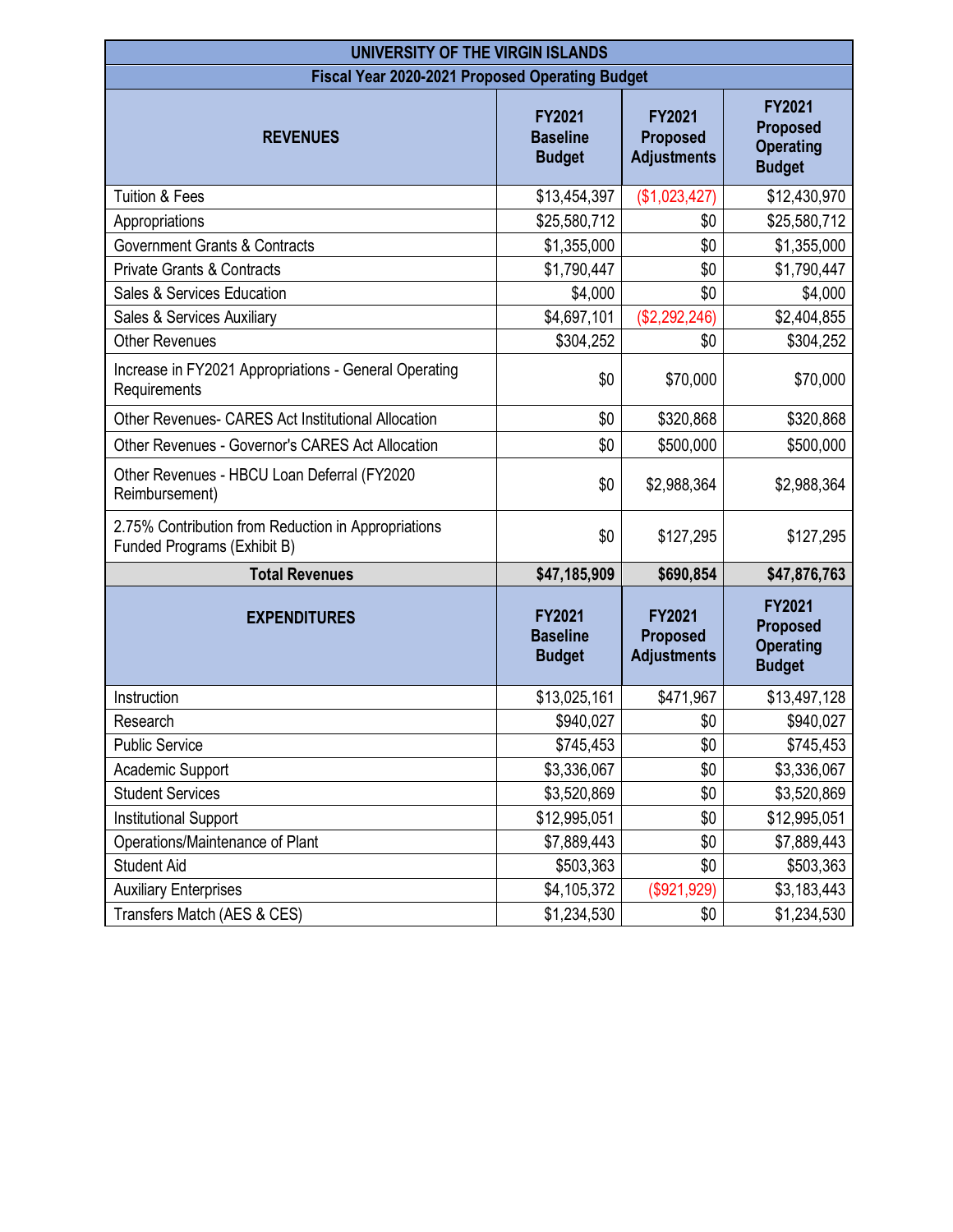| UNIVERSITY OF THE VIRGIN ISLANDS | | | |
|---|---|---|---|
| Fiscal Year 2020-2021 Proposed Operating Budget | | | |
| **REVENUES** | **FY2021 Baseline Budget** | **FY2021 Proposed Adjustments** | **FY2021 Proposed Operating Budget** |
| Tuition & Fees | $13,454,397 | ($1,023,427) | $12,430,970 |
| Appropriations | $25,580,712 | $0 | $25,580,712 |
| Government Grants & Contracts | $1,355,000 | $0 | $1,355,000 |
| Private Grants & Contracts | $1,790,447 | $0 | $1,790,447 |
| Sales & Services Education | $4,000 | $0 | $4,000 |
| Sales & Services Auxiliary | $4,697,101 | ($2,292,246) | $2,404,855 |
| Other Revenues | $304,252 | $0 | $304,252 |
| Increase in FY2021 Appropriations - General Operating Requirements | $0 | $70,000 | $70,000 |
| Other Revenues- CARES Act Institutional Allocation | $0 | $320,868 | $320,868 |
| Other Revenues - Governor's CARES Act Allocation | $0 | $500,000 | $500,000 |
| Other Revenues - HBCU Loan Deferral (FY2020 Reimbursement) | $0 | $2,988,364 | $2,988,364 |
| 2.75% Contribution from Reduction in Appropriations Funded Programs (Exhibit B) | $0 | $127,295 | $127,295 |
| **Total Revenues** | **$47,185,909** | **$690,854** | **$47,876,763** |
| **EXPENDITURES** | **FY2021 Baseline Budget** | **FY2021 Proposed Adjustments** | **FY2021 Proposed Operating Budget** |
| Instruction | $13,025,161 | $471,967 | $13,497,128 |
| Research | $940,027 | $0 | $940,027 |
| Public Service | $745,453 | $0 | $745,453 |
| Academic Support | $3,336,067 | $0 | $3,336,067 |
| Student Services | $3,520,869 | $0 | $3,520,869 |
| Institutional Support | $12,995,051 | $0 | $12,995,051 |
| Operations/Maintenance of Plant | $7,889,443 | $0 | $7,889,443 |
| Student Aid | $503,363 | $0 | $503,363 |
| Auxiliary Enterprises | $4,105,372 | ($921,929) | $3,183,443 |
| Transfers Match (AES & CES) | $1,234,530 | $0 | $1,234,530 |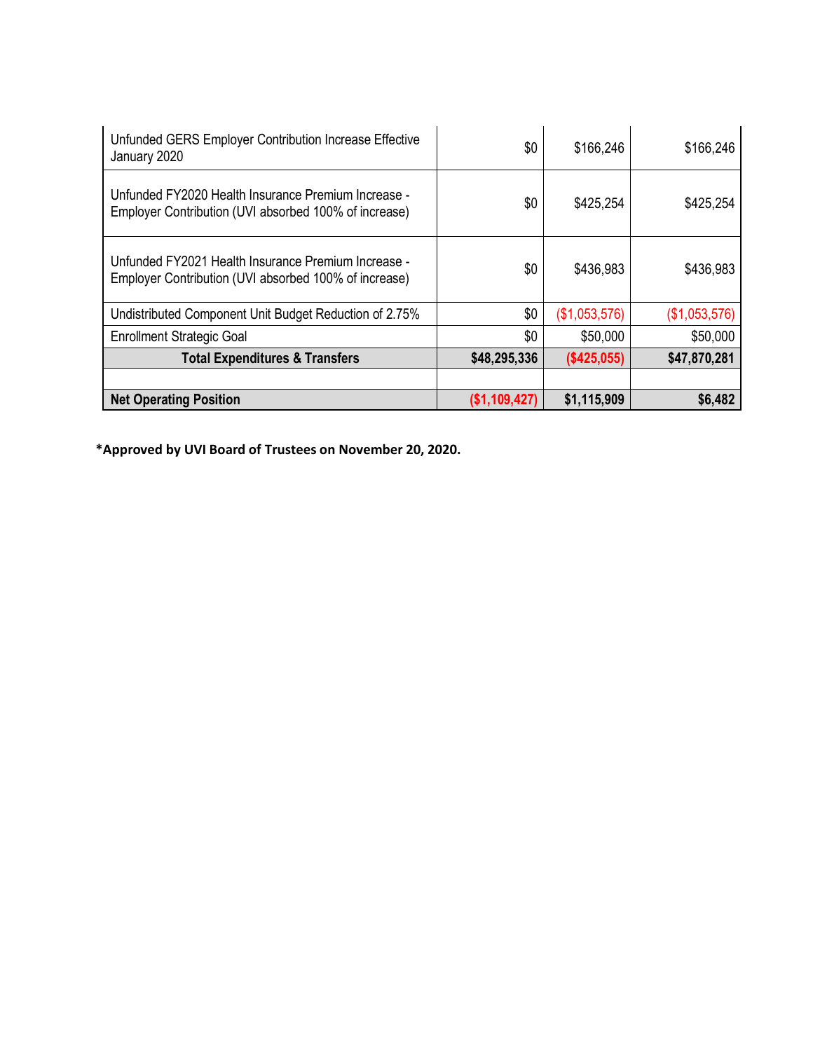| | | | |
|---|---|---|---|
| Unfunded GERS Employer Contribution Increase Effective January 2020 | $0 | $166,246 | $166,246 |
| Unfunded FY2020 Health Insurance Premium Increase - Employer Contribution (UVI absorbed 100% of increase) | $0 | $425,254 | $425,254 |
| Unfunded FY2021 Health Insurance Premium Increase - Employer Contribution (UVI absorbed 100% of increase) | $0 | $436,983 | $436,983 |
| Undistributed Component Unit Budget Reduction of 2.75% | $0 | ($1,053,576) | ($1,053,576) |
| Enrollment Strategic Goal | $0 | $50,000 | $50,000 |
| **Total Expenditures & Transfers** | **$48,295,336** | **($425,055)** | **$47,870,281** |
| | | | |
| **Net Operating Position** | **($1,109,427)** | **$1,115,909** | **$6,482** |

**\*Approved by UVI Board of Trustees on November 20, 2020.**